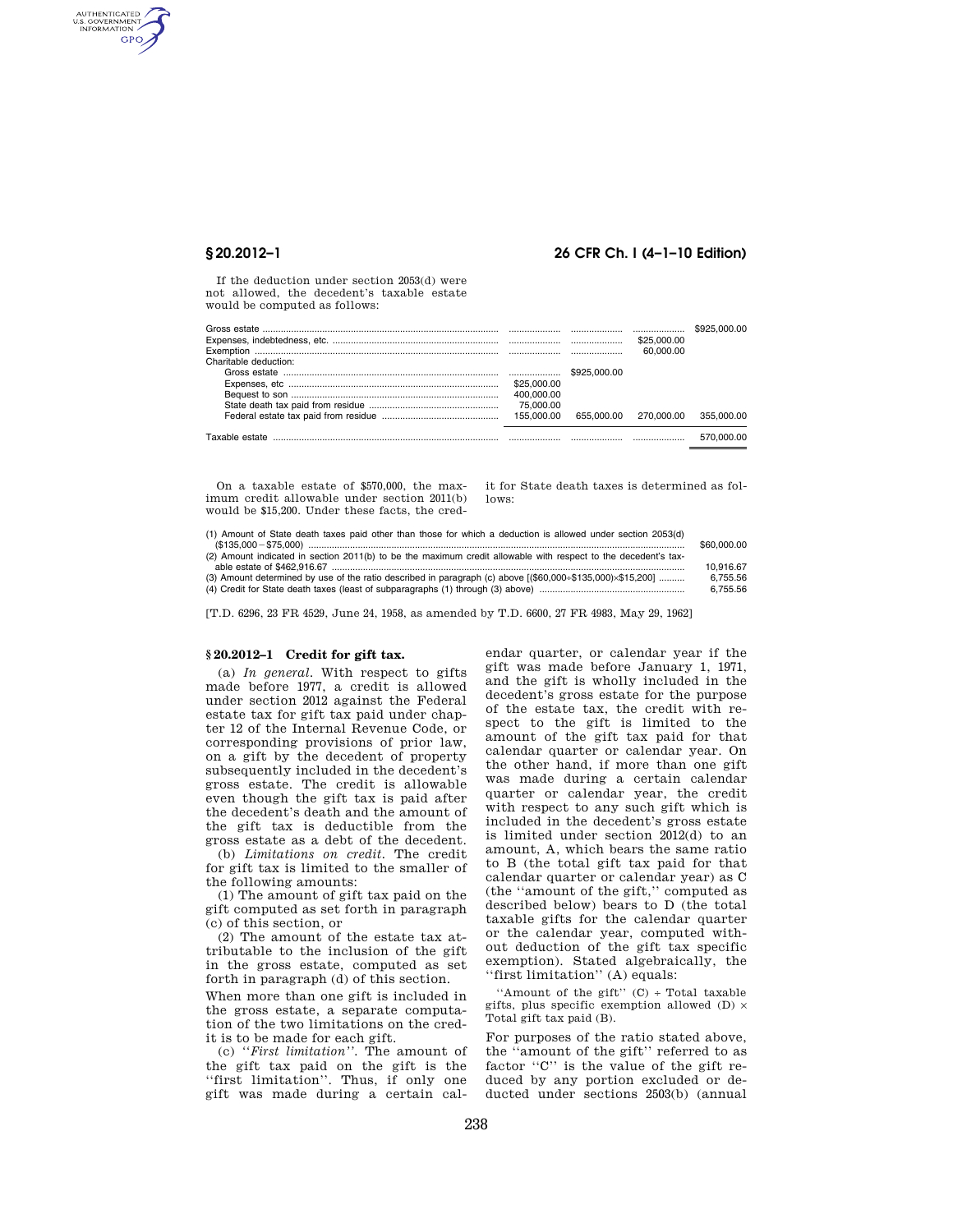If the deduction under section 2053(d) were not allowed, the decedent's taxable estate would be computed as follows:

| | | | | |
|---|---|---|---|---|
| Gross estate | | | | $925,000.00 |
| Expenses, indebtedness, etc. | | | $25,000.00 | |
| Exemption | | | 60,000.00 | |
| Charitable deduction: | | | | |
| Gross estate | | $925,000.00 | | |
| Expenses, etc | $25,000.00 | | | |
| Bequest to son | 400,000.00 | | | |
| State death tax paid from residue | 75,000.00 | | | |
| Federal estate tax paid from residue | 155,000.00 | 655,000.00 | 270,000.00 | 355,000.00 |
| Taxable estate | | | | 570,000.00 |

On a taxable estate of $570,000, the maximum credit allowable under section 2011(b) would be $15,200. Under these facts, the credit for State death taxes is determined as follows:

| | |
|---|---|
| (1) Amount of State death taxes paid other than those for which a deduction is allowed under section 2053(d) ($135,000 − $75,000) | $60,000.00 |
| (2) Amount indicated in section 2011(b) to be the maximum credit allowable with respect to the decedent's taxable estate of $462,916.67 | 10,916.67 |
| (3) Amount determined by use of the ratio described in paragraph (c) above [($60,000÷$135,000)×$15,200] | 6,755.56 |
| (4) Credit for State death taxes (least of subparagraphs (1) through (3) above) | 6,755.56 |

[T.D. 6296, 23 FR 4529, June 24, 1958, as amended by T.D. 6600, 27 FR 4983, May 29, 1962]

## § 20.2012–1 Credit for gift tax.

(a) *In general.* With respect to gifts made before 1977, a credit is allowed under section 2012 against the Federal estate tax for gift tax paid under chapter 12 of the Internal Revenue Code, or corresponding provisions of prior law, on a gift by the decedent of property subsequently included in the decedent's gross estate. The credit is allowable even though the gift tax is paid after the decedent's death and the amount of the gift tax is deductible from the gross estate as a debt of the decedent.

(b) *Limitations on credit.* The credit for gift tax is limited to the smaller of the following amounts:

(1) The amount of gift tax paid on the gift computed as set forth in paragraph (c) of this section, or

(2) The amount of the estate tax attributable to the inclusion of the gift in the gross estate, computed as set forth in paragraph (d) of this section.

When more than one gift is included in the gross estate, a separate computation of the two limitations on the credit is to be made for each gift.

(c) *"First limitation".* The amount of the gift tax paid on the gift is the "first limitation". Thus, if only one gift was made during a certain calendar quarter, or calendar year if the gift was made before January 1, 1971, and the gift is wholly included in the decedent's gross estate for the purpose of the estate tax, the credit with respect to the gift is limited to the amount of the gift tax paid for that calendar quarter or calendar year. On the other hand, if more than one gift was made during a certain calendar quarter or calendar year, the credit with respect to any such gift which is included in the decedent's gross estate is limited under section 2012(d) to an amount, A, which bears the same ratio to B (the total gift tax paid for that calendar quarter or calendar year) as C (the "amount of the gift," computed as described below) bears to D (the total taxable gifts for the calendar quarter or the calendar year, computed without deduction of the gift tax specific exemption). Stated algebraically, the "first limitation" (A) equals:

"Amount of the gift" (C) ÷ Total taxable gifts, plus specific exemption allowed (D) × Total gift tax paid (B).

For purposes of the ratio stated above, the "amount of the gift" referred to as factor "C" is the value of the gift reduced by any portion excluded or deducted under sections 2503(b) (annual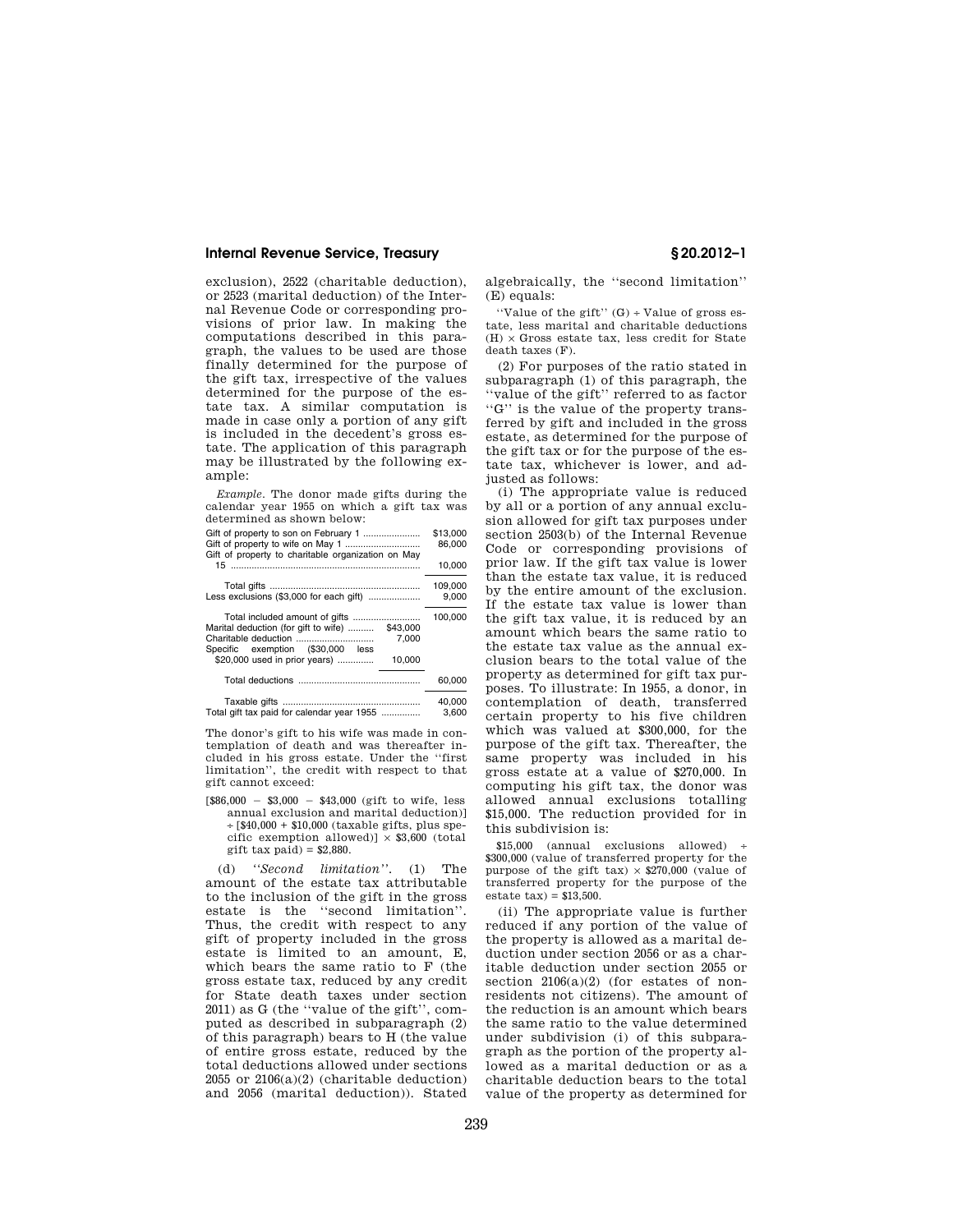exclusion), 2522 (charitable deduction), or 2523 (marital deduction) of the Internal Revenue Code or corresponding provisions of prior law. In making the computations described in this paragraph, the values to be used are those finally determined for the purpose of the gift tax, irrespective of the values determined for the purpose of the estate tax. A similar computation is made in case only a portion of any gift is included in the decedent's gross estate. The application of this paragraph may be illustrated by the following example:

*Example.* The donor made gifts during the calendar year 1955 on which a gift tax was determined as shown below:

| | | |
|---|---|---|
| Gift of property to son on February 1 | | $13,000 |
| Gift of property to wife on May 1 | | 86,000 |
| Gift of property to charitable organization on May 15 | | 10,000 |
| Total gifts | | 109,000 |
| Less exclusions ($3,000 for each gift) | | 9,000 |
| Total included amount of gifts | | 100,000 |
| Marital deduction (for gift to wife) | $43,000 | |
| Charitable deduction | 7,000 | |
| Specific exemption ($30,000 less $20,000 used in prior years) | 10,000 | |
| Total deductions | | 60,000 |
| Taxable gifts | | 40,000 |
| Total gift tax paid for calendar year 1955 | | 3,600 |

The donor's gift to his wife was made in contemplation of death and was thereafter included in his gross estate. Under the "first limitation", the credit with respect to that gift cannot exceed:

[$86,000 − $3,000 − $43,000 (gift to wife, less annual exclusion and marital deduction)] ÷ [$40,000 + $10,000 (taxable gifts, plus specific exemption allowed)] × $3,600 (total gift tax paid) = $2,880.

(d) *"Second limitation".* (1) The amount of the estate tax attributable to the inclusion of the gift in the gross estate is the "second limitation". Thus, the credit with respect to any gift of property included in the gross estate is limited to an amount, E, which bears the same ratio to F (the gross estate tax, reduced by any credit for State death taxes under section 2011) as G (the "value of the gift", computed as described in subparagraph (2) of this paragraph) bears to H (the value of entire gross estate, reduced by the total deductions allowed under sections 2055 or 2106(a)(2) (charitable deduction) and 2056 (marital deduction)). Stated algebraically, the "second limitation" (E) equals:

"Value of the gift" (G) ÷ Value of gross estate, less marital and charitable deductions (H) × Gross estate tax, less credit for State death taxes (F).

(2) For purposes of the ratio stated in subparagraph (1) of this paragraph, the "value of the gift" referred to as factor "G" is the value of the property transferred by gift and included in the gross estate, as determined for the purpose of the gift tax or for the purpose of the estate tax, whichever is lower, and adjusted as follows:

(i) The appropriate value is reduced by all or a portion of any annual exclusion allowed for gift tax purposes under section 2503(b) of the Internal Revenue Code or corresponding provisions of prior law. If the gift tax value is lower than the estate tax value, it is reduced by the entire amount of the exclusion. If the estate tax value is lower than the gift tax value, it is reduced by an amount which bears the same ratio to the estate tax value as the annual exclusion bears to the total value of the property as determined for gift tax purposes. To illustrate: In 1955, a donor, in contemplation of death, transferred certain property to his five children which was valued at $300,000, for the purpose of the gift tax. Thereafter, the same property was included in his gross estate at a value of $270,000. In computing his gift tax, the donor was allowed annual exclusions totalling $15,000. The reduction provided for in this subdivision is:

$15,000 (annual exclusions allowed) ÷ $300,000 (value of transferred property for the purpose of the gift tax) × $270,000 (value of transferred property for the purpose of the estate tax) = $13,500.

(ii) The appropriate value is further reduced if any portion of the value of the property is allowed as a marital deduction under section 2056 or as a charitable deduction under section 2055 or section 2106(a)(2) (for estates of nonresidents not citizens). The amount of the reduction is an amount which bears the same ratio to the value determined under subdivision (i) of this subparagraph as the portion of the property allowed as a marital deduction or as a charitable deduction bears to the total value of the property as determined for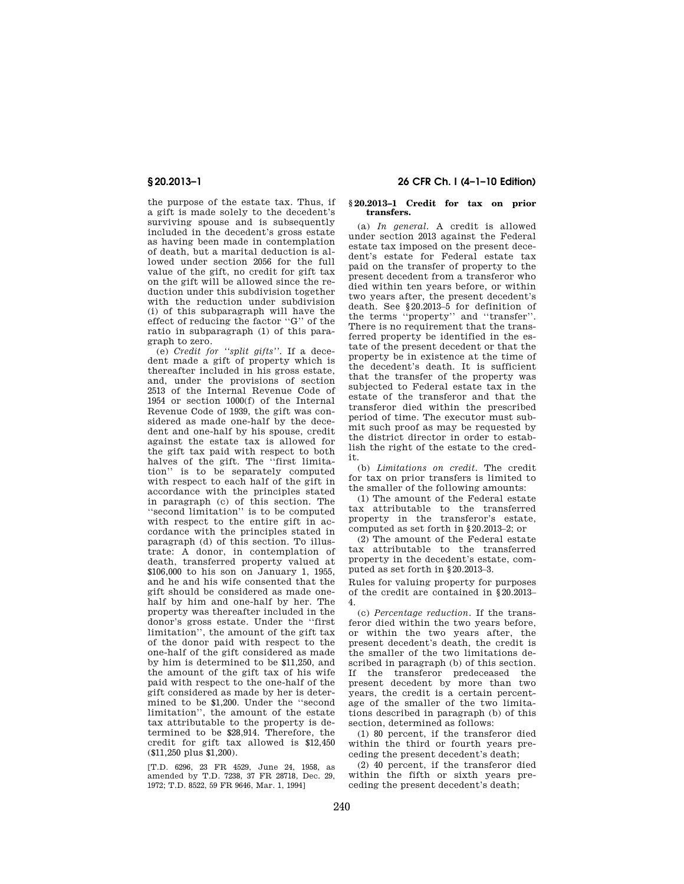the purpose of the estate tax. Thus, if a gift is made solely to the decedent's surviving spouse and is subsequently included in the decedent's gross estate as having been made in contemplation of death, but a marital deduction is allowed under section 2056 for the full value of the gift, no credit for gift tax on the gift will be allowed since the reduction under this subdivision together with the reduction under subdivision (i) of this subparagraph will have the effect of reducing the factor "G" of the ratio in subparagraph (1) of this paragraph to zero.

(e) *Credit for "split gifts"*. If a decedent made a gift of property which is thereafter included in his gross estate, and, under the provisions of section 2513 of the Internal Revenue Code of 1954 or section 1000(f) of the Internal Revenue Code of 1939, the gift was considered as made one-half by the decedent and one-half by his spouse, credit against the estate tax is allowed for the gift tax paid with respect to both halves of the gift. The "first limitation" is to be separately computed with respect to each half of the gift in accordance with the principles stated in paragraph (c) of this section. The "second limitation" is to be computed with respect to the entire gift in accordance with the principles stated in paragraph (d) of this section. To illustrate: A donor, in contemplation of death, transferred property valued at $106,000 to his son on January 1, 1955, and he and his wife consented that the gift should be considered as made one-half by him and one-half by her. The property was thereafter included in the donor's gross estate. Under the "first limitation", the amount of the gift tax of the donor paid with respect to the one-half of the gift considered as made by him is determined to be $11,250, and the amount of the gift tax of his wife paid with respect to the one-half of the gift considered as made by her is determined to be $1,200. Under the "second limitation", the amount of the estate tax attributable to the property is determined to be $28,914. Therefore, the credit for gift tax allowed is $12,450 ($11,250 plus $1,200).

[T.D. 6296, 23 FR 4529, June 24, 1958, as amended by T.D. 7238, 37 FR 28718, Dec. 29, 1972; T.D. 8522, 59 FR 9646, Mar. 1, 1994]

**§ 20.2013–1 Credit for tax on prior transfers.**

(a) *In general*. A credit is allowed under section 2013 against the Federal estate tax imposed on the present decedent's estate for Federal estate tax paid on the transfer of property to the present decedent from a transferor who died within ten years before, or within two years after, the present decedent's death. See § 20.2013–5 for definition of the terms "property" and "transfer". There is no requirement that the transferred property be identified in the estate of the present decedent or that the property be in existence at the time of the decedent's death. It is sufficient that the transfer of the property was subjected to Federal estate tax in the estate of the transferor and that the transferor died within the prescribed period of time. The executor must submit such proof as may be requested by the district director in order to establish the right of the estate to the credit.

(b) *Limitations on credit*. The credit for tax on prior transfers is limited to the smaller of the following amounts:

(1) The amount of the Federal estate tax attributable to the transferred property in the transferor's estate, computed as set forth in § 20.2013–2; or

(2) The amount of the Federal estate tax attributable to the transferred property in the decedent's estate, computed as set forth in § 20.2013–3.

Rules for valuing property for purposes of the credit are contained in § 20.2013–4.

(c) *Percentage reduction*. If the transferor died within the two years before, or within the two years after, the present decedent's death, the credit is the smaller of the two limitations described in paragraph (b) of this section. If the transferor predeceased the present decedent by more than two years, the credit is a certain percentage of the smaller of the two limitations described in paragraph (b) of this section, determined as follows:

(1) 80 percent, if the transferor died within the third or fourth years preceding the present decedent's death;

(2) 40 percent, if the transferor died within the fifth or sixth years preceding the present decedent's death;